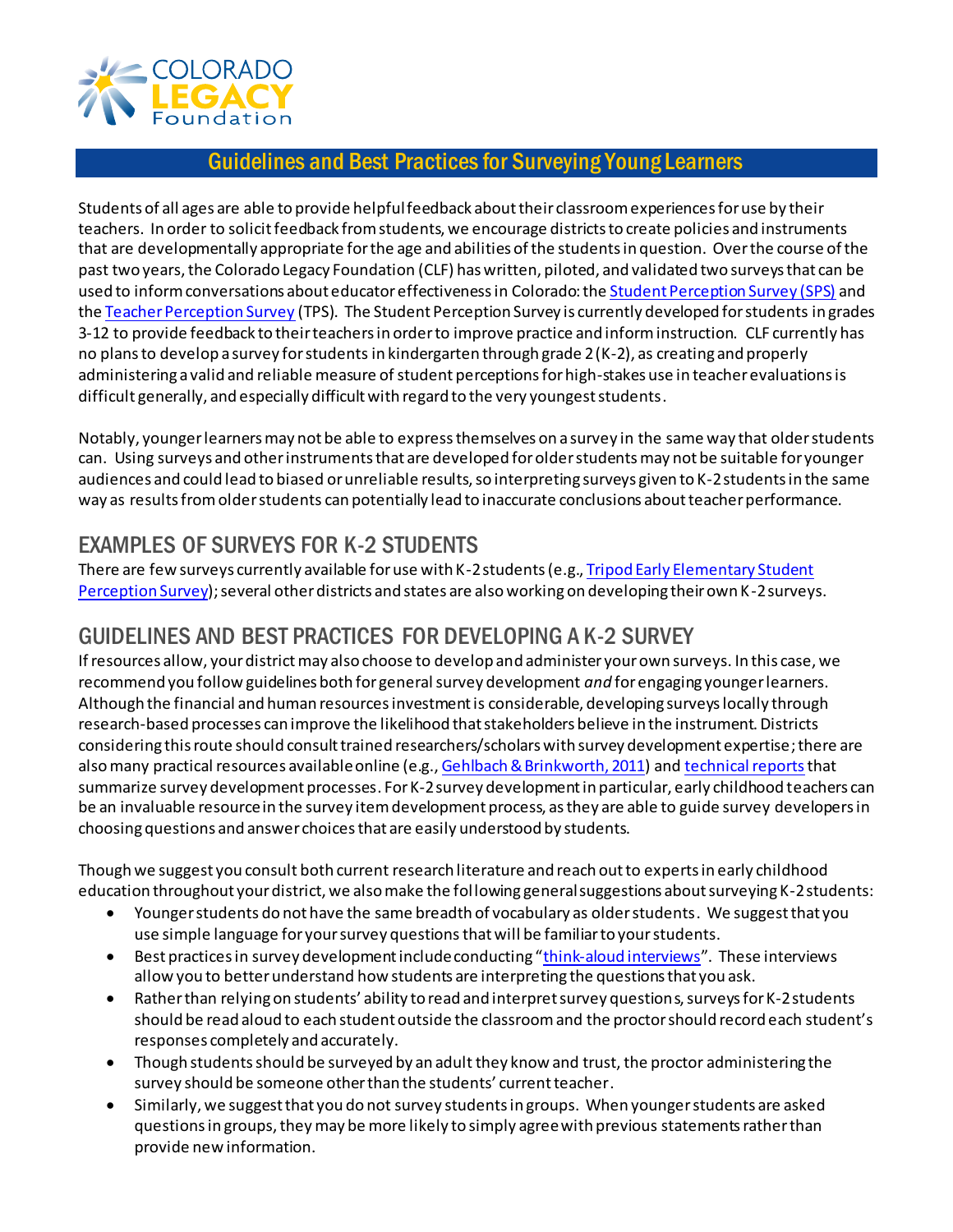COLORADO LEGACY Foundation

# Guidelines and Best Practices for Surveying Young Learners

Students of all ages are able to provide helpful feedback about their classroom experiences for use by their teachers. In order to solicit feedback from students, we encourage districts to create policies and instruments that are developmentally appropriate for the age and abilities of the students in question. Over the course of the past two years, the Colorado Legacy Foundation (CLF) has written, piloted, and validated two surveys that can be used to inform conversations about educator effectiveness in Colorado: the Student Perception Survey (SPS) and the Teacher Perception Survey (TPS). The Student Perception Survey is currently developed for students in grades 3-12 to provide feedback to their teachers in order to improve practice and inform instruction. CLF currently has no plans to develop a survey for students in kindergarten through grade 2 (K-2), as creating and properly administering a valid and reliable measure of student perceptions for high-stakes use in teacher evaluations is difficult generally, and especially difficult with regard to the very youngest students.

Notably, younger learners may not be able to express themselves on a survey in the same way that older students can. Using surveys and other instruments that are developed for older students may not be suitable for younger audiences and could lead to biased or unreliable results, so interpreting surveys given to K-2 students in the same way as results from older students can potentially lead to inaccurate conclusions about teacher performance.

## EXAMPLES OF SURVEYS FOR K-2 STUDENTS

There are few surveys currently available for use with K-2 students (e.g., Tripod Early Elementary Student Perception Survey); several other districts and states are also working on developing their own K-2 surveys.

## GUIDELINES AND BEST PRACTICES FOR DEVELOPING A K-2 SURVEY

If resources allow, your district may also choose to develop and administer your own surveys. In this case, we recommend you follow guidelines both for general survey development *and* for engaging younger learners. Although the financial and human resources investment is considerable, developing surveys locally through research-based processes can improve the likelihood that stakeholders believe in the instrument. Districts considering this route should consult trained researchers/scholars with survey development expertise; there are also many practical resources available online (e.g., Gehlbach & Brinkworth, 2011) and technical reports that summarize survey development processes. For K-2 survey development in particular, early childhood teachers can be an invaluable resource in the survey item development process, as they are able to guide survey developers in choosing questions and answer choices that are easily understood by students.

Though we suggest you consult both current research literature and reach out to experts in early childhood education throughout your district, we also make the following general suggestions about surveying K-2 students:

- Younger students do not have the same breadth of vocabulary as older students. We suggest that you use simple language for your survey questions that will be familiar to your students.
- Best practices in survey development include conducting "think-aloud interviews". These interviews allow you to better understand how students are interpreting the questions that you ask.
- Rather than relying on students' ability to read and interpret survey questions, surveys for K-2 students should be read aloud to each student outside the classroom and the proctor should record each student's responses completely and accurately.
- Though students should be surveyed by an adult they know and trust, the proctor administering the survey should be someone other than the students' current teacher.
- Similarly, we suggest that you do not survey students in groups. When younger students are asked questions in groups, they may be more likely to simply agree with previous statements rather than provide new information.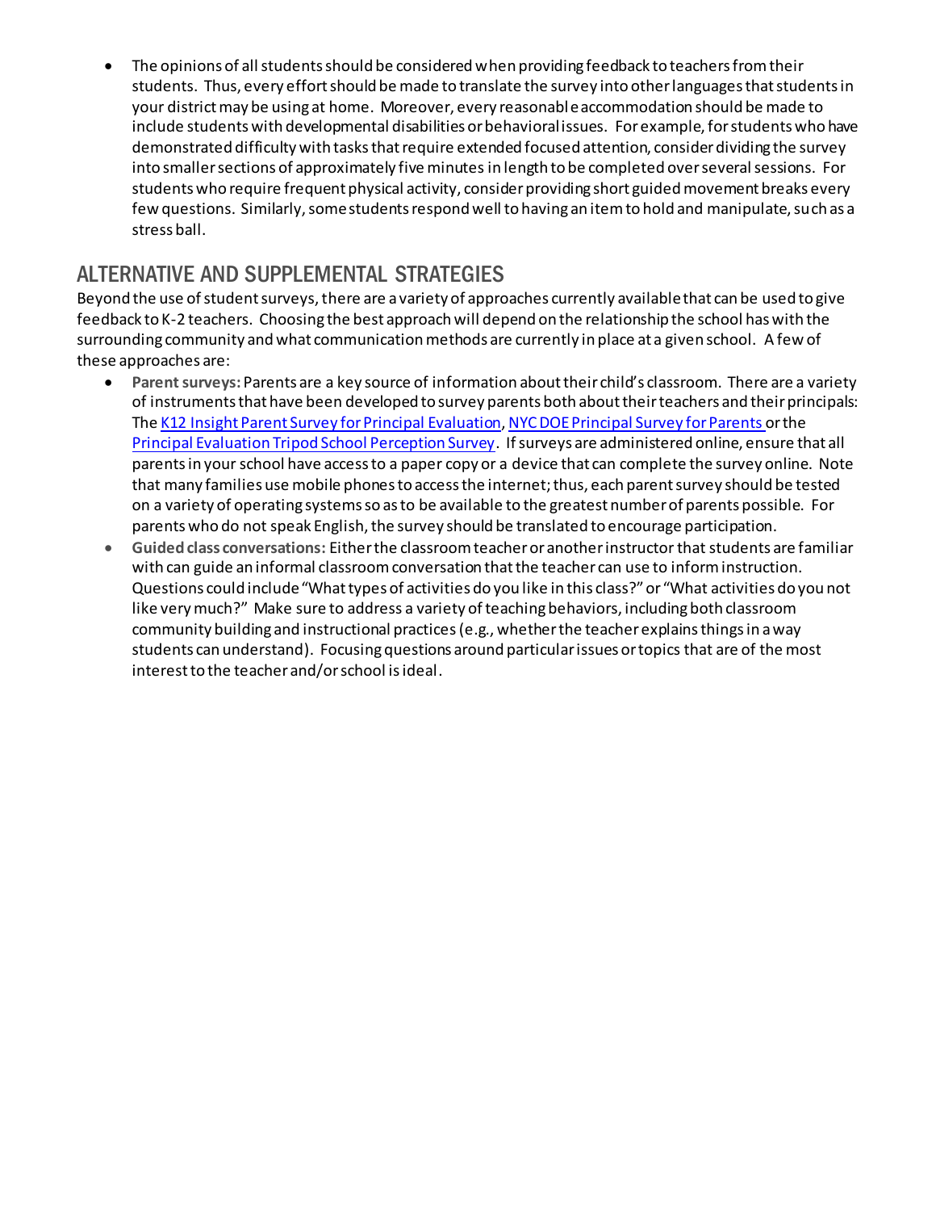- The opinions of all students should be considered when providing feedback to teachers from their students. Thus, every effort should be made to translate the survey into other languages that students in your district may be using at home. Moreover, every reasonable accommodation should be made to include students with developmental disabilities or behavioral issues. For example, for students who have demonstrated difficulty with tasks that require extended focused attention, consider dividing the survey into smaller sections of approximately five minutes in length to be completed over several sessions. For students who require frequent physical activity, consider providing short guided movement breaks every few questions. Similarly, some students respond well to having an item to hold and manipulate, such as a stress ball.

## ALTERNATIVE AND SUPPLEMENTAL STRATEGIES

Beyond the use of student surveys, there are a variety of approaches currently available that can be used to give feedback to K-2 teachers. Choosing the best approach will depend on the relationship the school has with the surrounding community and what communication methods are currently in place at a given school. A few of these approaches are:

- **Parent surveys:** Parents are a key source of information about their child's classroom. There are a variety of instruments that have been developed to survey parents both about their teachers and their principals: The K12 Insight Parent Survey for Principal Evaluation, NYC DOE Principal Survey for Parents or the Principal Evaluation Tripod School Perception Survey. If surveys are administered online, ensure that all parents in your school have access to a paper copy or a device that can complete the survey online. Note that many families use mobile phones to access the internet; thus, each parent survey should be tested on a variety of operating systems so as to be available to the greatest number of parents possible. For parents who do not speak English, the survey should be translated to encourage participation.
- **Guided class conversations:** Either the classroom teacher or another instructor that students are familiar with can guide an informal classroom conversation that the teacher can use to inform instruction. Questions could include "What types of activities do you like in this class?" or "What activities do you not like very much?" Make sure to address a variety of teaching behaviors, including both classroom community building and instructional practices (e.g., whether the teacher explains things in a way students can understand). Focusing questions around particular issues or topics that are of the most interest to the teacher and/or school is ideal.